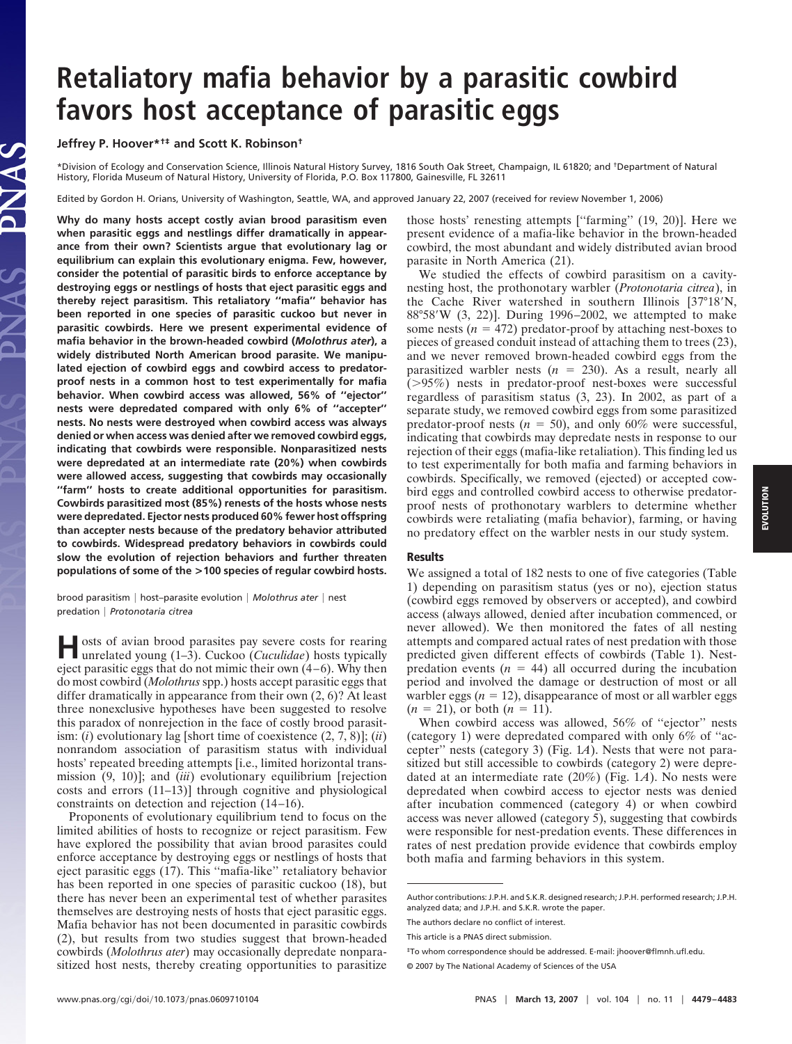# Retaliatory mafia behavior by a parasitic cowbird favors host acceptance of parasitic eggs

**Jeffrey P. Hoover*†‡ and Scott K. Robinson†**

*Division of Ecology and Conservation Science, Illinois Natural History Survey, 1816 South Oak Street, Champaign, IL 61820; and †Department of Natural History, Florida Museum of Natural History, University of Florida, P.O. Box 117800, Gainesville, FL 32611

Edited by Gordon H. Orians, University of Washington, Seattle, WA, and approved January 22, 2007 (received for review November 1, 2006)

**Why do many hosts accept costly avian brood parasitism even when parasitic eggs and nestlings differ dramatically in appearance from their own? Scientists argue that evolutionary lag or equilibrium can explain this evolutionary enigma. Few, however, consider the potential of parasitic birds to enforce acceptance by destroying eggs or nestlings of hosts that eject parasitic eggs and thereby reject parasitism. This retaliatory "mafia" behavior has been reported in one species of parasitic cuckoo but never in parasitic cowbirds. Here we present experimental evidence of mafia behavior in the brown-headed cowbird (*Molothrus ater*), a widely distributed North American brood parasite. We manipulated ejection of cowbird eggs and cowbird access to predator-proof nests in a common host to test experimentally for mafia behavior. When cowbird access was allowed, 56% of "ejector" nests were depredated compared with only 6% of "accepter" nests. No nests were destroyed when cowbird access was always denied or when access was denied after we removed cowbird eggs, indicating that cowbirds were responsible. Nonparasitized nests were depredated at an intermediate rate (20%) when cowbirds were allowed access, suggesting that cowbirds may occasionally "farm" hosts to create additional opportunities for parasitism. Cowbirds parasitized most (85%) renests of the hosts whose nests were depredated. Ejector nests produced 60% fewer host offspring than accepter nests because of the predatory behavior attributed to cowbirds. Widespread predatory behaviors in cowbirds could slow the evolution of rejection behaviors and further threaten populations of some of the >100 species of regular cowbird hosts.**

brood parasitism | host–parasite evolution | *Molothrus ater* | nest predation | *Protonotaria citrea*

Hosts of avian brood parasites pay severe costs for rearing unrelated young (1–3). Cuckoo (*Cuculidae*) hosts typically eject parasitic eggs that do not mimic their own (4–6). Why then do most cowbird (*Molothrus* spp.) hosts accept parasitic eggs that differ dramatically in appearance from their own (2, 6)? At least three nonexclusive hypotheses have been suggested to resolve this paradox of nonrejection in the face of costly brood parasitism: (*i*) evolutionary lag [short time of coexistence (2, 7, 8)]; (*ii*) nonrandom association of parasitism status with individual hosts' repeated breeding attempts [i.e., limited horizontal transmission (9, 10)]; and (*iii*) evolutionary equilibrium [rejection costs and errors (11–13)] through cognitive and physiological constraints on detection and rejection (14–16).

Proponents of evolutionary equilibrium tend to focus on the limited abilities of hosts to recognize or reject parasitism. Few have explored the possibility that avian brood parasites could enforce acceptance by destroying eggs or nestlings of hosts that eject parasitic eggs (17). This "mafia-like" retaliatory behavior has been reported in one species of parasitic cuckoo (18), but there has never been an experimental test of whether parasites themselves are destroying nests of hosts that eject parasitic eggs. Mafia behavior has not been documented in parasitic cowbirds (2), but results from two studies suggest that brown-headed cowbirds (*Molothrus ater*) may occasionally depredate nonparasitized host nests, thereby creating opportunities to parasitize those hosts' renesting attempts ["farming" (19, 20)]. Here we present evidence of a mafia-like behavior in the brown-headed cowbird, the most abundant and widely distributed avian brood parasite in North America (21).

We studied the effects of cowbird parasitism on a cavity-nesting host, the prothonotary warbler (*Protonotaria citrea*), in the Cache River watershed in southern Illinois [37°18′N, 88°58′W (3, 22)]. During 1996–2002, we attempted to make some nests ($n = 472$) predator-proof by attaching nest-boxes to pieces of greased conduit instead of attaching them to trees (23), and we never removed brown-headed cowbird eggs from the parasitized warbler nests ($n = 230$). As a result, nearly all (>95%) nests in predator-proof nest-boxes were successful regardless of parasitism status (3, 23). In 2002, as part of a separate study, we removed cowbird eggs from some parasitized predator-proof nests ($n = 50$), and only 60% were successful, indicating that cowbirds may depredate nests in response to our rejection of their eggs (mafia-like retaliation). This finding led us to test experimentally for both mafia and farming behaviors in cowbirds. Specifically, we removed (ejected) or accepted cowbird eggs and controlled cowbird access to otherwise predator-proof nests of prothonotary warblers to determine whether cowbirds were retaliating (mafia behavior), farming, or having no predatory effect on the warbler nests in our study system.

## Results

We assigned a total of 182 nests to one of five categories (Table 1) depending on parasitism status (yes or no), ejection status (cowbird eggs removed by observers or accepted), and cowbird access (always allowed, denied after incubation commenced, or never allowed). We then monitored the fates of all nesting attempts and compared actual rates of nest predation with those predicted given different effects of cowbirds (Table 1). Nest-predation events ($n = 44$) all occurred during the incubation period and involved the damage or destruction of most or all warbler eggs ($n = 12$), disappearance of most or all warbler eggs ($n = 21$), or both ($n = 11$).

When cowbird access was allowed, 56% of "ejector" nests (category 1) were depredated compared with only 6% of "accepter" nests (category 3) (Fig. 1*A*). Nests that were not parasitized but still accessible to cowbirds (category 2) were depredated at an intermediate rate (20%) (Fig. 1*A*). No nests were depredated when cowbird access to ejector nests was denied after incubation commenced (category 4) or when cowbird access was never allowed (category 5), suggesting that cowbirds were responsible for nest-predation events. These differences in rates of nest predation provide evidence that cowbirds employ both mafia and farming behaviors in this system.

Author contributions: J.P.H. and S.K.R. designed research; J.P.H. performed research; J.P.H. analyzed data; and J.P.H. and S.K.R. wrote the paper.

The authors declare no conflict of interest.

This article is a PNAS direct submission.

‡To whom correspondence should be addressed. E-mail: jhoover@flmnh.ufl.edu.

© 2007 by The National Academy of Sciences of the USA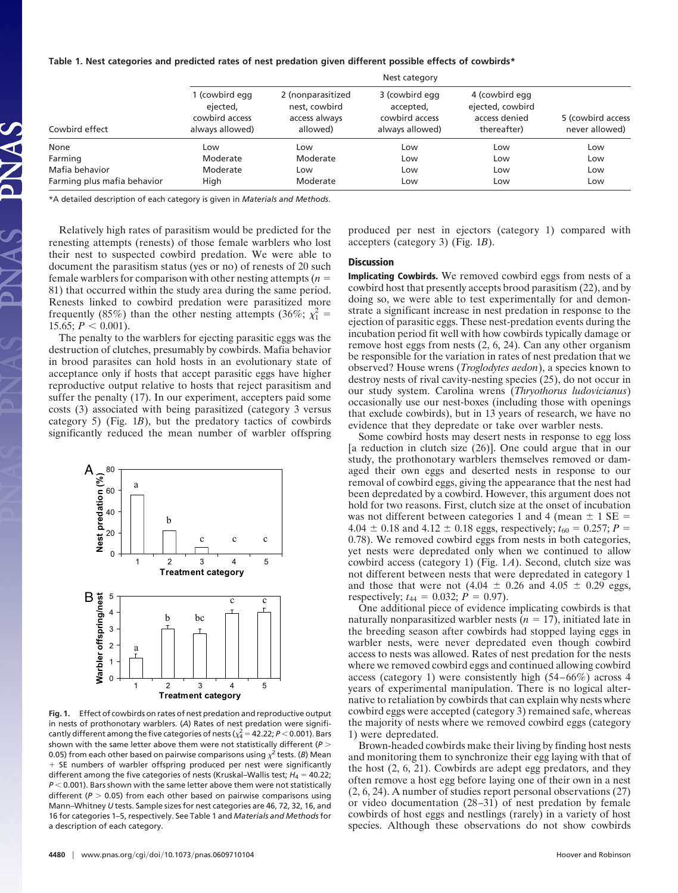**Table 1. Nest categories and predicted rates of nest predation given different possible effects of cowbirds***

| | Nest category | | | | |
|---|---|---|---|---|---|
| Cowbird effect | 1 (cowbird egg ejected, cowbird access always allowed) | 2 (nonparasitized nest, cowbird access always allowed) | 3 (cowbird egg accepted, cowbird access always allowed) | 4 (cowbird egg ejected, cowbird access denied thereafter) | 5 (cowbird access never allowed) |
| None | Low | Low | Low | Low | Low |
| Farming | Moderate | Moderate | Low | Low | Low |
| Mafia behavior | Moderate | Low | Low | Low | Low |
| Farming plus mafia behavior | High | Moderate | Low | Low | Low |

*A detailed description of each category is given in *Materials and Methods*.

Relatively high rates of parasitism would be predicted for the renesting attempts (renests) of those female warblers who lost their nest to suspected cowbird predation. We were able to document the parasitism status (yes or no) of renests of 20 such female warblers for comparison with other nesting attempts ($n$ = 81) that occurred within the study area during the same period. Renests linked to cowbird predation were parasitized more frequently (85%) than the other nesting attempts (36%; $\chi^2_1$ = 15.65; $P$ < 0.001).

The penalty to the warblers for ejecting parasitic eggs was the destruction of clutches, presumably by cowbirds. Mafia behavior in brood parasites can hold hosts in an evolutionary state of acceptance only if hosts that accept parasitic eggs have higher reproductive output relative to hosts that reject parasitism and suffer the penalty (17). In our experiment, accepters paid some costs (3) associated with being parasitized (category 3 versus category 5) (Fig. 1*B*), but the predatory tactics of cowbirds significantly reduced the mean number of warbler offspring produced per nest in ejectors (category 1) compared with accepters (category 3) (Fig. 1*B*).

**Fig. 1.** Effect of cowbirds on rates of nest predation and reproductive output in nests of prothonotary warblers. (*A*) Rates of nest predation were significantly different among the five categories of nests ($\chi^2_4$ = 42.22; $P$ < 0.001). Bars shown with the same letter above them were not statistically different ($P$ > 0.05) from each other based on pairwise comparisons using $\chi^2$ tests. (*B*) Mean + SE numbers of warbler offspring produced per nest were significantly different among the five categories of nests (Kruskal–Wallis test; $H_4$ = 40.22; $P$ < 0.001). Bars shown with the same letter above them were not statistically different ($P$ > 0.05) from each other based on pairwise comparisons using Mann–Whitney *U* tests. Sample sizes for nest categories are 46, 72, 32, 16, and 16 for categories 1–5, respectively. See Table 1 and *Materials and Methods* for a description of each category.

## Discussion

**Implicating Cowbirds.** We removed cowbird eggs from nests of a cowbird host that presently accepts brood parasitism (22), and by doing so, we were able to test experimentally for and demonstrate a significant increase in nest predation in response to the ejection of parasitic eggs. These nest-predation events during the incubation period fit well with how cowbirds typically damage or remove host eggs from nests (2, 6, 24). Can any other organism be responsible for the variation in rates of nest predation that we observed? House wrens (*Troglodytes aedon*), a species known to destroy nests of rival cavity-nesting species (25), do not occur in our study system. Carolina wrens (*Thryothorus ludovicianus*) occasionally use our nest-boxes (including those with openings that exclude cowbirds), but in 13 years of research, we have no evidence that they depredate or take over warbler nests.

Some cowbird hosts may desert nests in response to egg loss [a reduction in clutch size (26)]. One could argue that in our study, the prothonotary warblers themselves removed or damaged their own eggs and deserted nests in response to our removal of cowbird eggs, giving the appearance that the nest had been depredated by a cowbird. However, this argument does not hold for two reasons. First, clutch size at the onset of incubation was not different between categories 1 and 4 (mean ± 1 SE = 4.04 ± 0.18 and 4.12 ± 0.18 eggs, respectively; $t_{60}$ = 0.257; $P$ = 0.78). We removed cowbird eggs from nests in both categories, yet nests were depredated only when we continued to allow cowbird access (category 1) (Fig. 1*A*). Second, clutch size was not different between nests that were depredated in category 1 and those that were not (4.04 ± 0.26 and 4.05 ± 0.29 eggs, respectively; $t_{44}$ = 0.032; $P$ = 0.97).

One additional piece of evidence implicating cowbirds is that naturally nonparasitized warbler nests ($n$ = 17), initiated late in the breeding season after cowbirds had stopped laying eggs in warbler nests, were never depredated even though cowbird access to nests was allowed. Rates of nest predation for the nests where we removed cowbird eggs and continued allowing cowbird access (category 1) were consistently high (54–66%) across 4 years of experimental manipulation. There is no logical alternative to retaliation by cowbirds that can explain why nests where cowbird eggs were accepted (category 3) remained safe, whereas the majority of nests where we removed cowbird eggs (category 1) were depredated.

Brown-headed cowbirds make their living by finding host nests and monitoring them to synchronize their egg laying with that of the host (2, 6, 21). Cowbirds are adept egg predators, and they often remove a host egg before laying one of their own in a nest (2, 6, 24). A number of studies report personal observations (27) or video documentation (28–31) of nest predation by female cowbirds of host eggs and nestlings (rarely) in a variety of host species. Although these observations do not show cowbirds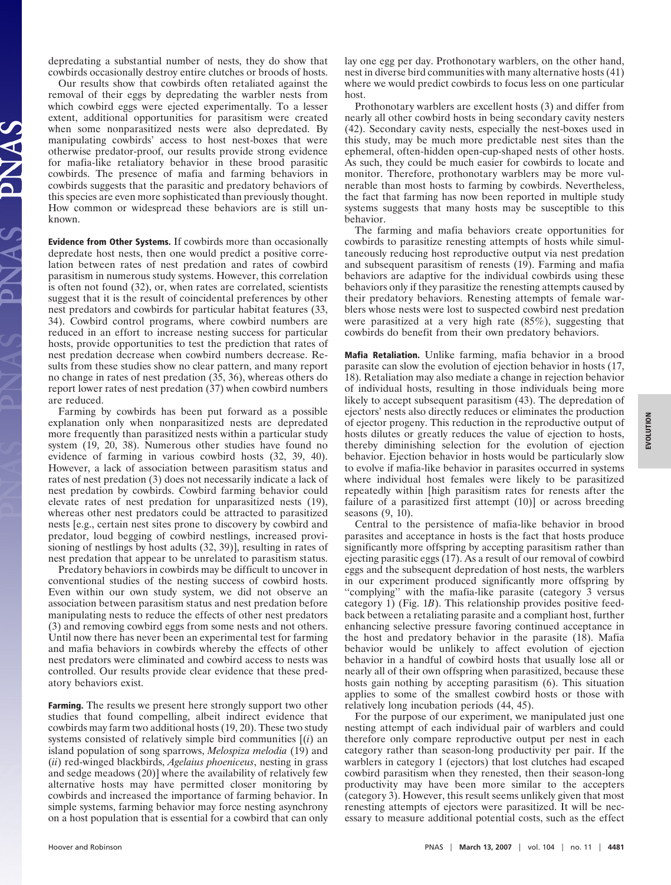depredating a substantial number of nests, they do show that cowbirds occasionally destroy entire clutches or broods of hosts.

Our results show that cowbirds often retaliated against the removal of their eggs by depredating the warbler nests from which cowbird eggs were ejected experimentally. To a lesser extent, additional opportunities for parasitism were created when some nonparasitized nests were also depredated. By manipulating cowbirds' access to host nest-boxes that were otherwise predator-proof, our results provide strong evidence for mafia-like retaliatory behavior in these brood parasitic cowbirds. The presence of mafia and farming behaviors in cowbirds suggests that the parasitic and predatory behaviors of this species are even more sophisticated than previously thought. How common or widespread these behaviors are is still unknown.

**Evidence from Other Systems.** If cowbirds more than occasionally depredate host nests, then one would predict a positive correlation between rates of nest predation and rates of cowbird parasitism in numerous study systems. However, this correlation is often not found (32), or, when rates are correlated, scientists suggest that it is the result of coincidental preferences by other nest predators and cowbirds for particular habitat features (33, 34). Cowbird control programs, where cowbird numbers are reduced in an effort to increase nesting success for particular hosts, provide opportunities to test the prediction that rates of nest predation decrease when cowbird numbers decrease. Results from these studies show no clear pattern, and many report no change in rates of nest predation (35, 36), whereas others do report lower rates of nest predation (37) when cowbird numbers are reduced.

Farming by cowbirds has been put forward as a possible explanation only when nonparasitized nests are depredated more frequently than parasitized nests within a particular study system (19, 20, 38). Numerous other studies have found no evidence of farming in various cowbird hosts (32, 39, 40). However, a lack of association between parasitism status and rates of nest predation (3) does not necessarily indicate a lack of nest predation by cowbirds. Cowbird farming behavior could elevate rates of nest predation for unparasitized nests (19), whereas other nest predators could be attracted to parasitized nests [e.g., certain nest sites prone to discovery by cowbird and predator, loud begging of cowbird nestlings, increased provisioning of nestlings by host adults (32, 39)], resulting in rates of nest predation that appear to be unrelated to parasitism status.

Predatory behaviors in cowbirds may be difficult to uncover in conventional studies of the nesting success of cowbird hosts. Even within our own study system, we did not observe an association between parasitism status and nest predation before manipulating nests to reduce the effects of other nest predators (3) and removing cowbird eggs from some nests and not others. Until now there has never been an experimental test for farming and mafia behaviors in cowbirds whereby the effects of other nest predators were eliminated and cowbird access to nests was controlled. Our results provide clear evidence that these predatory behaviors exist.

**Farming.** The results we present here strongly support two other studies that found compelling, albeit indirect evidence that cowbirds may farm two additional hosts (19, 20). These two study systems consisted of relatively simple bird communities [(*i*) an island population of song sparrows, *Melospiza melodia* (19) and (*ii*) red-winged blackbirds, *Agelaius phoeniceus*, nesting in grass and sedge meadows (20)] where the availability of relatively few alternative hosts may have permitted closer monitoring by cowbirds and increased the importance of farming behavior. In simple systems, farming behavior may force nesting asynchrony on a host population that is essential for a cowbird that can only lay one egg per day. Prothonotary warblers, on the other hand, nest in diverse bird communities with many alternative hosts (41) where we would predict cowbirds to focus less on one particular host.

Prothonotary warblers are excellent hosts (3) and differ from nearly all other cowbird hosts in being secondary cavity nesters (42). Secondary cavity nests, especially the nest-boxes used in this study, may be much more predictable nest sites than the ephemeral, often-hidden open-cup-shaped nests of other hosts. As such, they could be much easier for cowbirds to locate and monitor. Therefore, prothonotary warblers may be more vulnerable than most hosts to farming by cowbirds. Nevertheless, the fact that farming has now been reported in multiple study systems suggests that many hosts may be susceptible to this behavior.

The farming and mafia behaviors create opportunities for cowbirds to parasitize renesting attempts of hosts while simultaneously reducing host reproductive output via nest predation and subsequent parasitism of renests (19). Farming and mafia behaviors are adaptive for the individual cowbirds using these behaviors only if they parasitize the renesting attempts caused by their predatory behaviors. Renesting attempts of female warblers whose nests were lost to suspected cowbird nest predation were parasitized at a very high rate (85%), suggesting that cowbirds do benefit from their own predatory behaviors.

**Mafia Retaliation.** Unlike farming, mafia behavior in a brood parasite can slow the evolution of ejection behavior in hosts (17, 18). Retaliation may also mediate a change in rejection behavior of individual hosts, resulting in those individuals being more likely to accept subsequent parasitism (43). The depredation of ejectors' nests also directly reduces or eliminates the production of ejector progeny. This reduction in the reproductive output of hosts dilutes or greatly reduces the value of ejection to hosts, thereby diminishing selection for the evolution of ejection behavior. Ejection behavior in hosts would be particularly slow to evolve if mafia-like behavior in parasites occurred in systems where individual host females were likely to be parasitized repeatedly within [high parasitism rates for renests after the failure of a parasitized first attempt (10)] or across breeding seasons (9, 10).

Central to the persistence of mafia-like behavior in brood parasites and acceptance in hosts is the fact that hosts produce significantly more offspring by accepting parasitism rather than ejecting parasitic eggs (17). As a result of our removal of cowbird eggs and the subsequent depredation of host nests, the warblers in our experiment produced significantly more offspring by "complying" with the mafia-like parasite (category 3 versus category 1) (Fig. 1*B*). This relationship provides positive feedback between a retaliating parasite and a compliant host, further enhancing selective pressure favoring continued acceptance in the host and predatory behavior in the parasite (18). Mafia behavior would be unlikely to affect evolution of ejection behavior in a handful of cowbird hosts that usually lose all or nearly all of their own offspring when parasitized, because these hosts gain nothing by accepting parasitism (6). This situation applies to some of the smallest cowbird hosts or those with relatively long incubation periods (44, 45).

For the purpose of our experiment, we manipulated just one nesting attempt of each individual pair of warblers and could therefore only compare reproductive output per nest in each category rather than season-long productivity per pair. If the warblers in category 1 (ejectors) that lost clutches had escaped cowbird parasitism when they renested, then their season-long productivity may have been more similar to the accepters (category 3). However, this result seems unlikely given that most renesting attempts of ejectors were parasitized. It will be necessary to measure additional potential costs, such as the effect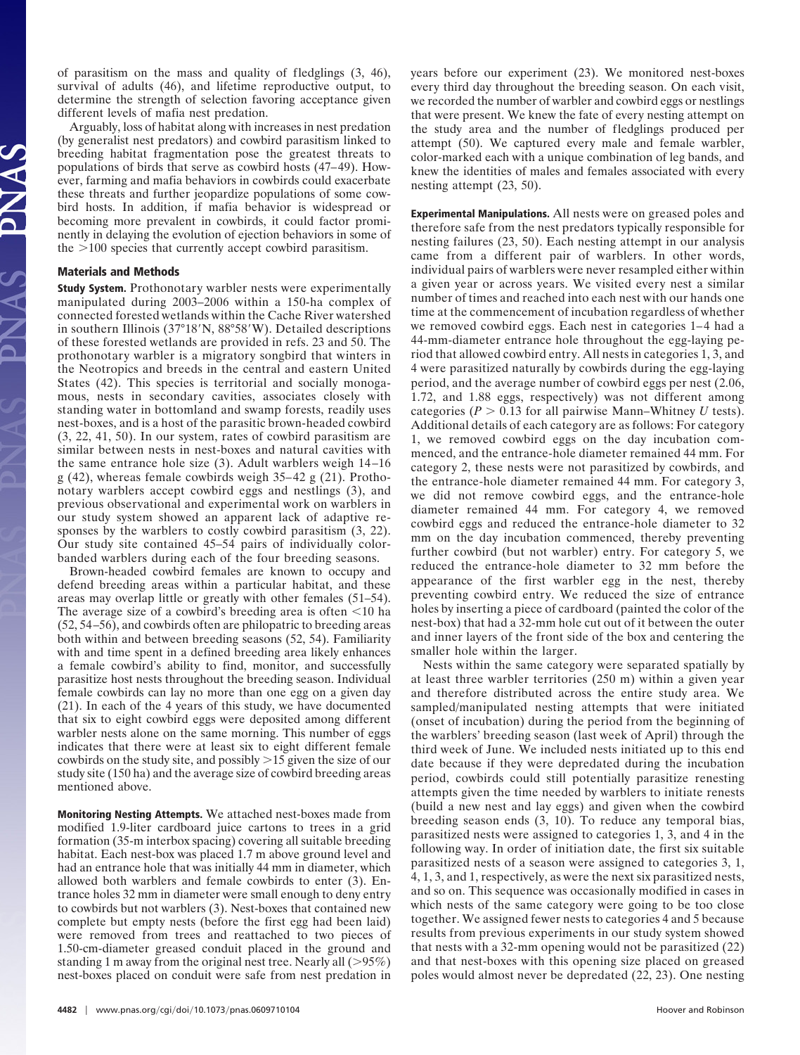of parasitism on the mass and quality of fledglings (3, 46), survival of adults (46), and lifetime reproductive output, to determine the strength of selection favoring acceptance given different levels of mafia nest predation.

Arguably, loss of habitat along with increases in nest predation (by generalist nest predators) and cowbird parasitism linked to breeding habitat fragmentation pose the greatest threats to populations of birds that serve as cowbird hosts (47–49). However, farming and mafia behaviors in cowbirds could exacerbate these threats and further jeopardize populations of some cowbird hosts. In addition, if mafia behavior is widespread or becoming more prevalent in cowbirds, it could factor prominently in delaying the evolution of ejection behaviors in some of the >100 species that currently accept cowbird parasitism.

## Materials and Methods

**Study System.** Prothonotary warbler nests were experimentally manipulated during 2003–2006 within a 150-ha complex of connected forested wetlands within the Cache River watershed in southern Illinois (37°18′N, 88°58′W). Detailed descriptions of these forested wetlands are provided in refs. 23 and 50. The prothonotary warbler is a migratory songbird that winters in the Neotropics and breeds in the central and eastern United States (42). This species is territorial and socially monogamous, nests in secondary cavities, associates closely with standing water in bottomland and swamp forests, readily uses nest-boxes, and is a host of the parasitic brown-headed cowbird (3, 22, 41, 50). In our system, rates of cowbird parasitism are similar between nests in nest-boxes and natural cavities with the same entrance hole size (3). Adult warblers weigh 14–16 g (42), whereas female cowbirds weigh 35–42 g (21). Prothonotary warblers accept cowbird eggs and nestlings (3), and previous observational and experimental work on warblers in our study system showed an apparent lack of adaptive responses by the warblers to costly cowbird parasitism (3, 22). Our study site contained 45–54 pairs of individually color-banded warblers during each of the four breeding seasons.

Brown-headed cowbird females are known to occupy and defend breeding areas within a particular habitat, and these areas may overlap little or greatly with other females (51–54). The average size of a cowbird's breeding area is often <10 ha (52, 54–56), and cowbirds often are philopatric to breeding areas both within and between breeding seasons (52, 54). Familiarity with and time spent in a defined breeding area likely enhances a female cowbird's ability to find, monitor, and successfully parasitize host nests throughout the breeding season. Individual female cowbirds can lay no more than one egg on a given day (21). In each of the 4 years of this study, we have documented that six to eight cowbird eggs were deposited among different warbler nests alone on the same morning. This number of eggs indicates that there were at least six to eight different female cowbirds on the study site, and possibly >15 given the size of our study site (150 ha) and the average size of cowbird breeding areas mentioned above.

**Monitoring Nesting Attempts.** We attached nest-boxes made from modified 1.9-liter cardboard juice cartons to trees in a grid formation (35-m interbox spacing) covering all suitable breeding habitat. Each nest-box was placed 1.7 m above ground level and had an entrance hole that was initially 44 mm in diameter, which allowed both warblers and female cowbirds to enter (3). Entrance holes 32 mm in diameter were small enough to deny entry to cowbirds but not warblers (3). Nest-boxes that contained new complete but empty nests (before the first egg had been laid) were removed from trees and reattached to two pieces of 1.50-cm-diameter greased conduit placed in the ground and standing 1 m away from the original nest tree. Nearly all (>95%) nest-boxes placed on conduit were safe from nest predation in years before our experiment (23). We monitored nest-boxes every third day throughout the breeding season. On each visit, we recorded the number of warbler and cowbird eggs or nestlings that were present. We knew the fate of every nesting attempt on the study area and the number of fledglings produced per attempt (50). We captured every male and female warbler, color-marked each with a unique combination of leg bands, and knew the identities of males and females associated with every nesting attempt (23, 50).

**Experimental Manipulations.** All nests were on greased poles and therefore safe from the nest predators typically responsible for nesting failures (23, 50). Each nesting attempt in our analysis came from a different pair of warblers. In other words, individual pairs of warblers were never resampled either within a given year or across years. We visited every nest a similar number of times and reached into each nest with our hands one time at the commencement of incubation regardless of whether we removed cowbird eggs. Each nest in categories 1–4 had a 44-mm-diameter entrance hole throughout the egg-laying period that allowed cowbird entry. All nests in categories 1, 3, and 4 were parasitized naturally by cowbirds during the egg-laying period, and the average number of cowbird eggs per nest (2.06, 1.72, and 1.88 eggs, respectively) was not different among categories ($P > 0.13$ for all pairwise Mann–Whitney $U$ tests). Additional details of each category are as follows: For category 1, we removed cowbird eggs on the day incubation commenced, and the entrance-hole diameter remained 44 mm. For category 2, these nests were not parasitized by cowbirds, and the entrance-hole diameter remained 44 mm. For category 3, we did not remove cowbird eggs, and the entrance-hole diameter remained 44 mm. For category 4, we removed cowbird eggs and reduced the entrance-hole diameter to 32 mm on the day incubation commenced, thereby preventing further cowbird (but not warbler) entry. For category 5, we reduced the entrance-hole diameter to 32 mm before the appearance of the first warbler egg in the nest, thereby preventing cowbird entry. We reduced the size of entrance holes by inserting a piece of cardboard (painted the color of the nest-box) that had a 32-mm hole cut out of it between the outer and inner layers of the front side of the box and centering the smaller hole within the larger.

Nests within the same category were separated spatially by at least three warbler territories (250 m) within a given year and therefore distributed across the entire study area. We sampled/manipulated nesting attempts that were initiated (onset of incubation) during the period from the beginning of the warblers' breeding season (last week of April) through the third week of June. We included nests initiated up to this end date because if they were depredated during the incubation period, cowbirds could still potentially parasitize renesting attempts given the time needed by warblers to initiate renests (build a new nest and lay eggs) and given when the cowbird breeding season ends (3, 10). To reduce any temporal bias, parasitized nests were assigned to categories 1, 3, and 4 in the following way. In order of initiation date, the first six suitable parasitized nests of a season were assigned to categories 3, 1, 4, 1, 3, and 1, respectively, as were the next six parasitized nests, and so on. This sequence was occasionally modified in cases in which nests of the same category were going to be too close together. We assigned fewer nests to categories 4 and 5 because results from previous experiments in our study system showed that nests with a 32-mm opening would not be parasitized (22) and that nest-boxes with this opening size placed on greased poles would almost never be depredated (22, 23). One nesting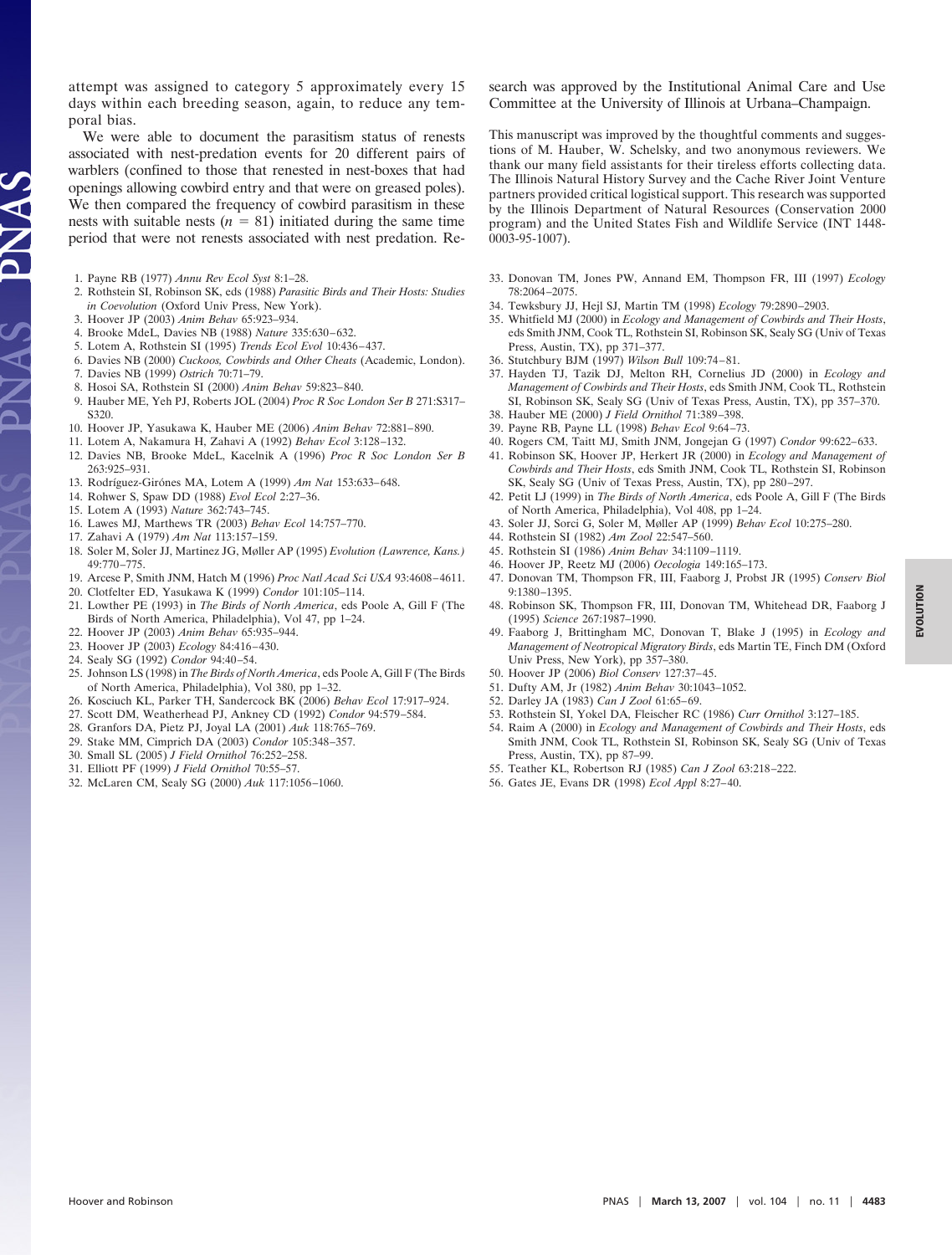attempt was assigned to category 5 approximately every 15 days within each breeding season, again, to reduce any temporal bias.

We were able to document the parasitism status of renests associated with nest-predation events for 20 different pairs of warblers (confined to those that renested in nest-boxes that had openings allowing cowbird entry and that were on greased poles). We then compared the frequency of cowbird parasitism in these nests with suitable nests ($n = 81$) initiated during the same time period that were not renests associated with nest predation. Research was approved by the Institutional Animal Care and Use Committee at the University of Illinois at Urbana–Champaign.

This manuscript was improved by the thoughtful comments and suggestions of M. Hauber, W. Schelsky, and two anonymous reviewers. We thank our many field assistants for their tireless efforts collecting data. The Illinois Natural History Survey and the Cache River Joint Venture partners provided critical logistical support. This research was supported by the Illinois Department of Natural Resources (Conservation 2000 program) and the United States Fish and Wildlife Service (INT 1448-0003-95-1007).

1. Payne RB (1977) *Annu Rev Ecol Syst* 8:1–28.
2. Rothstein SI, Robinson SK, eds (1988) *Parasitic Birds and Their Hosts: Studies in Coevolution* (Oxford Univ Press, New York).
3. Hoover JP (2003) *Anim Behav* 65:923–934.
4. Brooke MdeL, Davies NB (1988) *Nature* 335:630–632.
5. Lotem A, Rothstein SI (1995) *Trends Ecol Evol* 10:436–437.
6. Davies NB (2000) *Cuckoos, Cowbirds and Other Cheats* (Academic, London).
7. Davies NB (1999) *Ostrich* 70:71–79.
8. Hosoi SA, Rothstein SI (2000) *Anim Behav* 59:823–840.
9. Hauber ME, Yeh PJ, Roberts JOL (2004) *Proc R Soc London Ser B* 271:S317–S320.
10. Hoover JP, Yasukawa K, Hauber ME (2006) *Anim Behav* 72:881–890.
11. Lotem A, Nakamura H, Zahavi A (1992) *Behav Ecol* 3:128–132.
12. Davies NB, Brooke MdeL, Kacelnik A (1996) *Proc R Soc London Ser B* 263:925–931.
13. Rodríguez-Girónes MA, Lotem A (1999) *Am Nat* 153:633–648.
14. Rohwer S, Spaw DD (1988) *Evol Ecol* 2:27–36.
15. Lotem A (1993) *Nature* 362:743–745.
16. Lawes MJ, Marthews TR (2003) *Behav Ecol* 14:757–770.
17. Zahavi A (1979) *Am Nat* 113:157–159.
18. Soler M, Soler JJ, Martinez JG, Møller AP (1995) *Evolution (Lawrence, Kans.)* 49:770–775.
19. Arcese P, Smith JNM, Hatch M (1996) *Proc Natl Acad Sci USA* 93:4608–4611.
20. Clotfelter ED, Yasukawa K (1999) *Condor* 101:105–114.
21. Lowther PE (1993) in *The Birds of North America*, eds Poole A, Gill F (The Birds of North America, Philadelphia), Vol 47, pp 1–24.
22. Hoover JP (2003) *Anim Behav* 65:935–944.
23. Hoover JP (2003) *Ecology* 84:416–430.
24. Sealy SG (1992) *Condor* 94:40–54.
25. Johnson LS (1998) in *The Birds of North America*, eds Poole A, Gill F (The Birds of North America, Philadelphia), Vol 380, pp 1–32.
26. Kosciuch KL, Parker TH, Sandercock BK (2006) *Behav Ecol* 17:917–924.
27. Scott DM, Weatherhead PJ, Ankney CD (1992) *Condor* 94:579–584.
28. Granfors DA, Pietz PJ, Joyal LA (2001) *Auk* 118:765–769.
29. Stake MM, Cimprich DA (2003) *Condor* 105:348–357.
30. Small SL (2005) *J Field Ornithol* 76:252–258.
31. Elliott PF (1999) *J Field Ornithol* 70:55–57.
32. McLaren CM, Sealy SG (2000) *Auk* 117:1056–1060.
33. Donovan TM, Jones PW, Annand EM, Thompson FR, III (1997) *Ecology* 78:2064–2075.
34. Tewksbury JJ, Hejl SJ, Martin TM (1998) *Ecology* 79:2890–2903.
35. Whitfield MJ (2000) in *Ecology and Management of Cowbirds and Their Hosts*, eds Smith JNM, Cook TL, Rothstein SI, Robinson SK, Sealy SG (Univ of Texas Press, Austin, TX), pp 371–377.
36. Stutchbury BJM (1997) *Wilson Bull* 109:74–81.
37. Hayden TJ, Tazik DJ, Melton RH, Cornelius JD (2000) in *Ecology and Management of Cowbirds and Their Hosts*, eds Smith JNM, Cook TL, Rothstein SI, Robinson SK, Sealy SG (Univ of Texas Press, Austin, TX), pp 357–370.
38. Hauber ME (2000) *J Field Ornithol* 71:389–398.
39. Payne RB, Payne LL (1998) *Behav Ecol* 9:64–73.
40. Rogers CM, Taitt MJ, Smith JNM, Jongejan G (1997) *Condor* 99:622–633.
41. Robinson SK, Hoover JP, Herkert JR (2000) in *Ecology and Management of Cowbirds and Their Hosts*, eds Smith JNM, Cook TL, Rothstein SI, Robinson SK, Sealy SG (Univ of Texas Press, Austin, TX), pp 280–297.
42. Petit LJ (1999) in *The Birds of North America*, eds Poole A, Gill F (The Birds of North America, Philadelphia), Vol 408, pp 1–24.
43. Soler JJ, Sorci G, Soler M, Møller AP (1999) *Behav Ecol* 10:275–280.
44. Rothstein SI (1982) *Am Zool* 22:547–560.
45. Rothstein SI (1986) *Anim Behav* 34:1109–1119.
46. Hoover JP, Reetz MJ (2006) *Oecologia* 149:165–173.
47. Donovan TM, Thompson FR, III, Faaborg J, Probst JR (1995) *Conserv Biol* 9:1380–1395.
48. Robinson SK, Thompson FR, III, Donovan TM, Whitehead DR, Faaborg J (1995) *Science* 267:1987–1990.
49. Faaborg J, Brittingham MC, Donovan T, Blake J (1995) in *Ecology and Management of Neotropical Migratory Birds*, eds Martin TE, Finch DM (Oxford Univ Press, New York), pp 357–380.
50. Hoover JP (2006) *Biol Conserv* 127:37–45.
51. Dufty AM, Jr (1982) *Anim Behav* 30:1043–1052.
52. Darley JA (1983) *Can J Zool* 61:65–69.
53. Rothstein SI, Yokel DA, Fleischer RC (1986) *Curr Ornithol* 3:127–185.
54. Raim A (2000) in *Ecology and Management of Cowbirds and Their Hosts*, eds Smith JNM, Cook TL, Rothstein SI, Robinson SK, Sealy SG (Univ of Texas Press, Austin, TX), pp 87–99.
55. Teather KL, Robertson RJ (1985) *Can J Zool* 63:218–222.
56. Gates JE, Evans DR (1998) *Ecol Appl* 8:27–40.